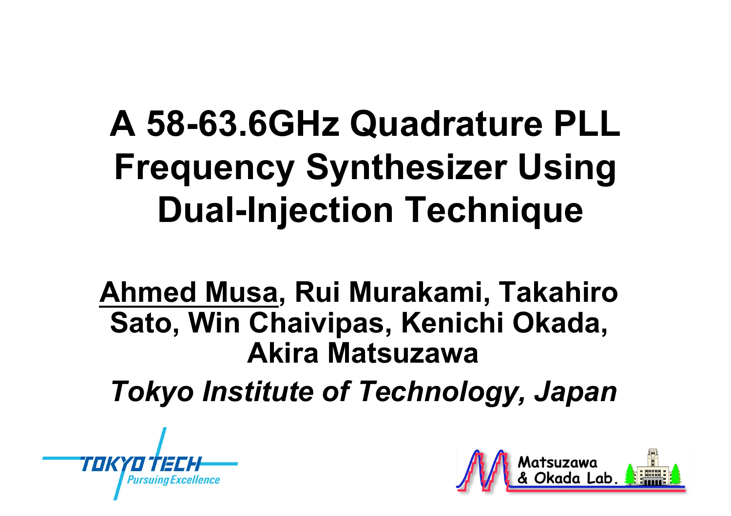# A 58-63.6GHz Quadrature PLL Frequency Synthesizer Using Dual-Injection Technique

**Ahmed Musa, Rui Murakami, Takahiro Sato, Win Chaivipas, Kenichi Okada, Akira Matsuzawa**

***Tokyo Institute of Technology, Japan***

TOKYO TECH Pursuing Excellence

Matsuzawa & Okada Lab.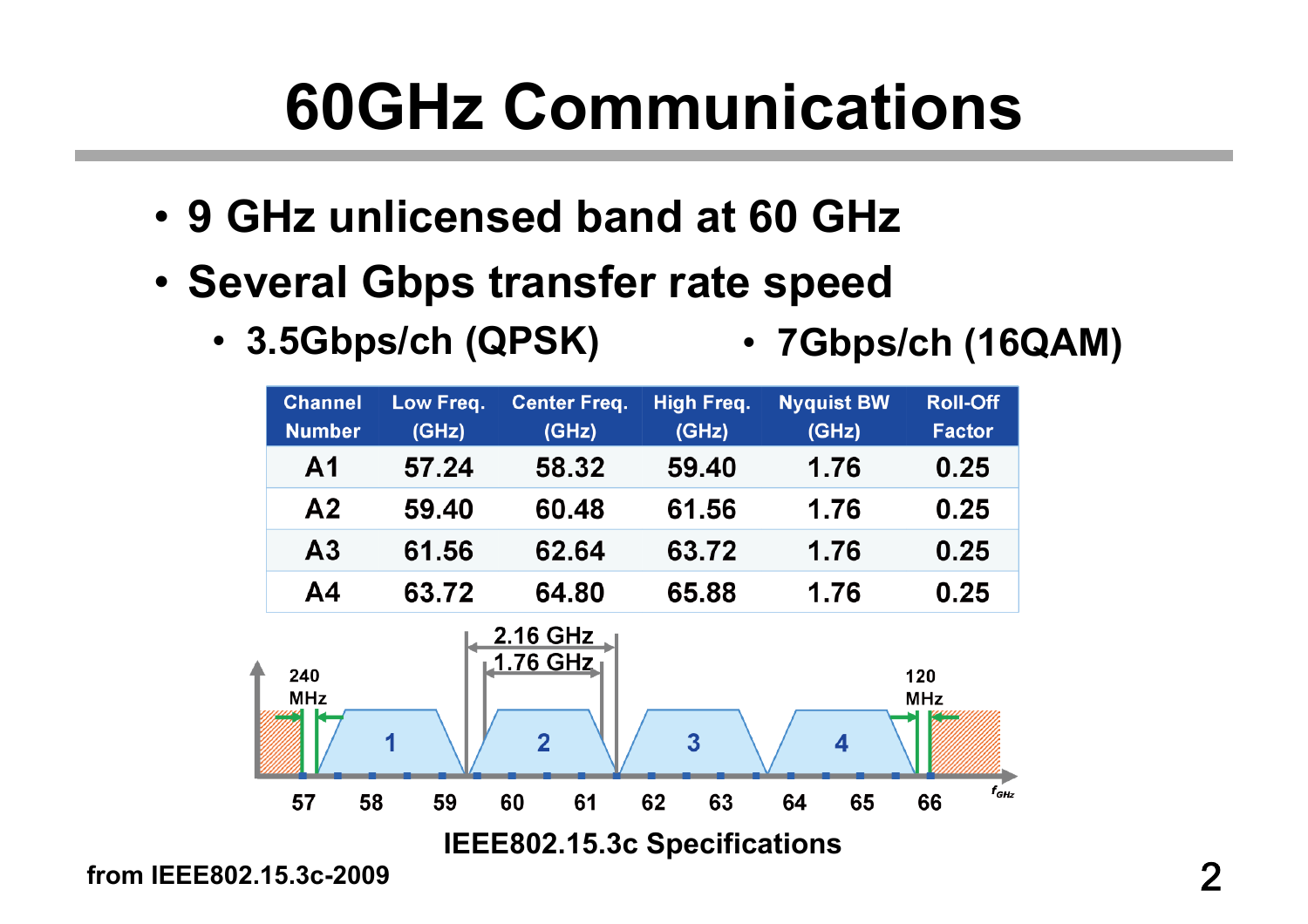# 60GHz Communications

- 9 GHz unlicensed band at 60 GHz
- Several Gbps transfer rate speed
  - 3.5Gbps/ch (QPSK)
  - 7Gbps/ch (16QAM)

| Channel Number | Low Freq. (GHz) | Center Freq. (GHz) | High Freq. (GHz) | Nyquist BW (GHz) | Roll-Off Factor |
|---|---|---|---|---|---|
| A1 | 57.24 | 58.32 | 59.40 | 1.76 | 0.25 |
| A2 | 59.40 | 60.48 | 61.56 | 1.76 | 0.25 |
| A3 | 61.56 | 62.64 | 63.72 | 1.76 | 0.25 |
| A4 | 63.72 | 64.80 | 65.88 | 1.76 | 0.25 |

2.16 GHz
1.76 GHz
240 MHz
120 MHz
1
2
3
4
57 58 59 60 61 62 63 64 65 66
$f_{GHz}$

IEEE802.15.3c Specifications

from IEEE802.15.3c-2009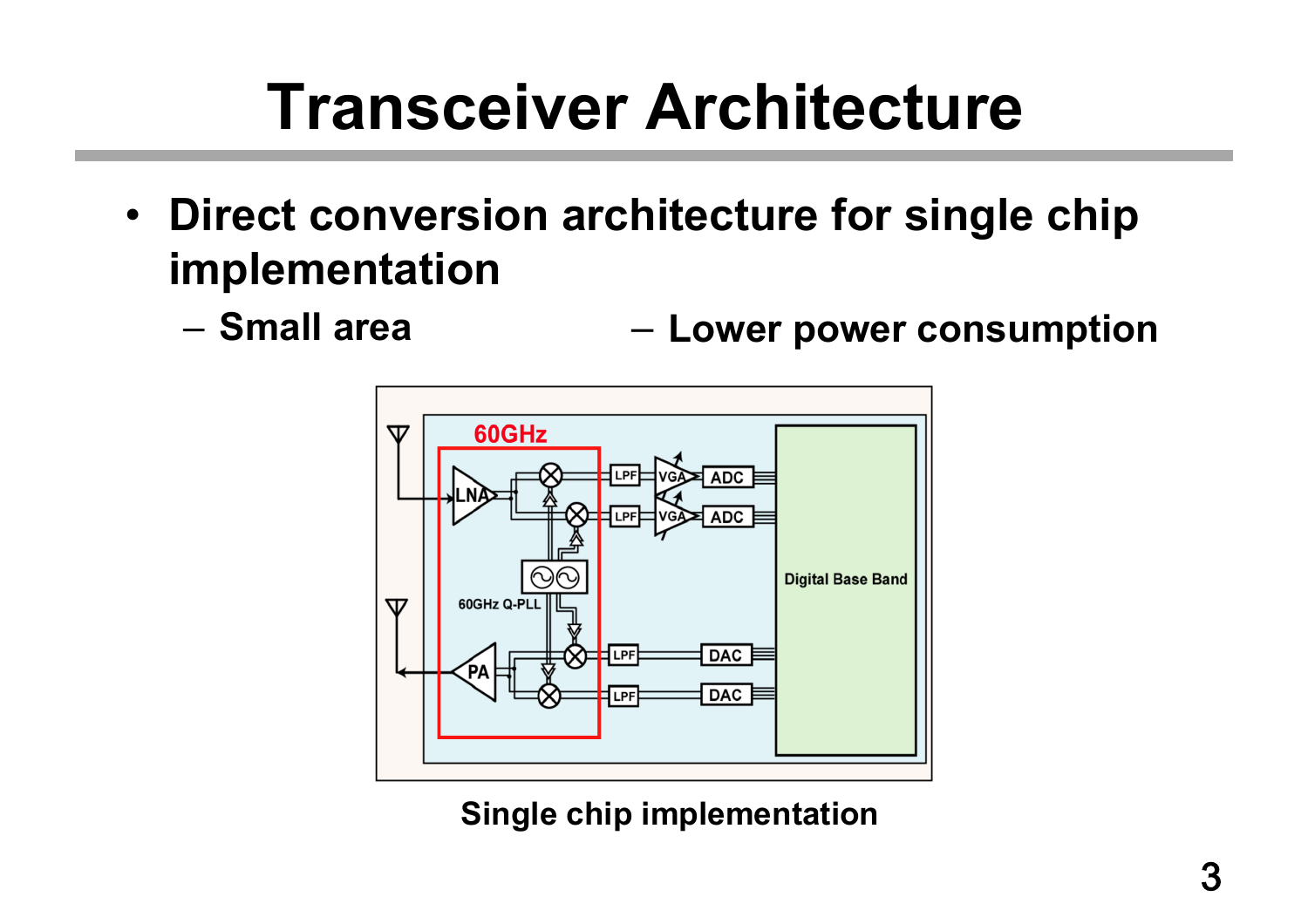# Transceiver Architecture

- **Direct conversion architecture for single chip implementation**
  - **Small area**
  - **Lower power consumption**

60GHz

LNA

PA

LPF

VGA

ADC

DAC

60GHz Q-PLL

Digital Base Band

**Single chip implementation**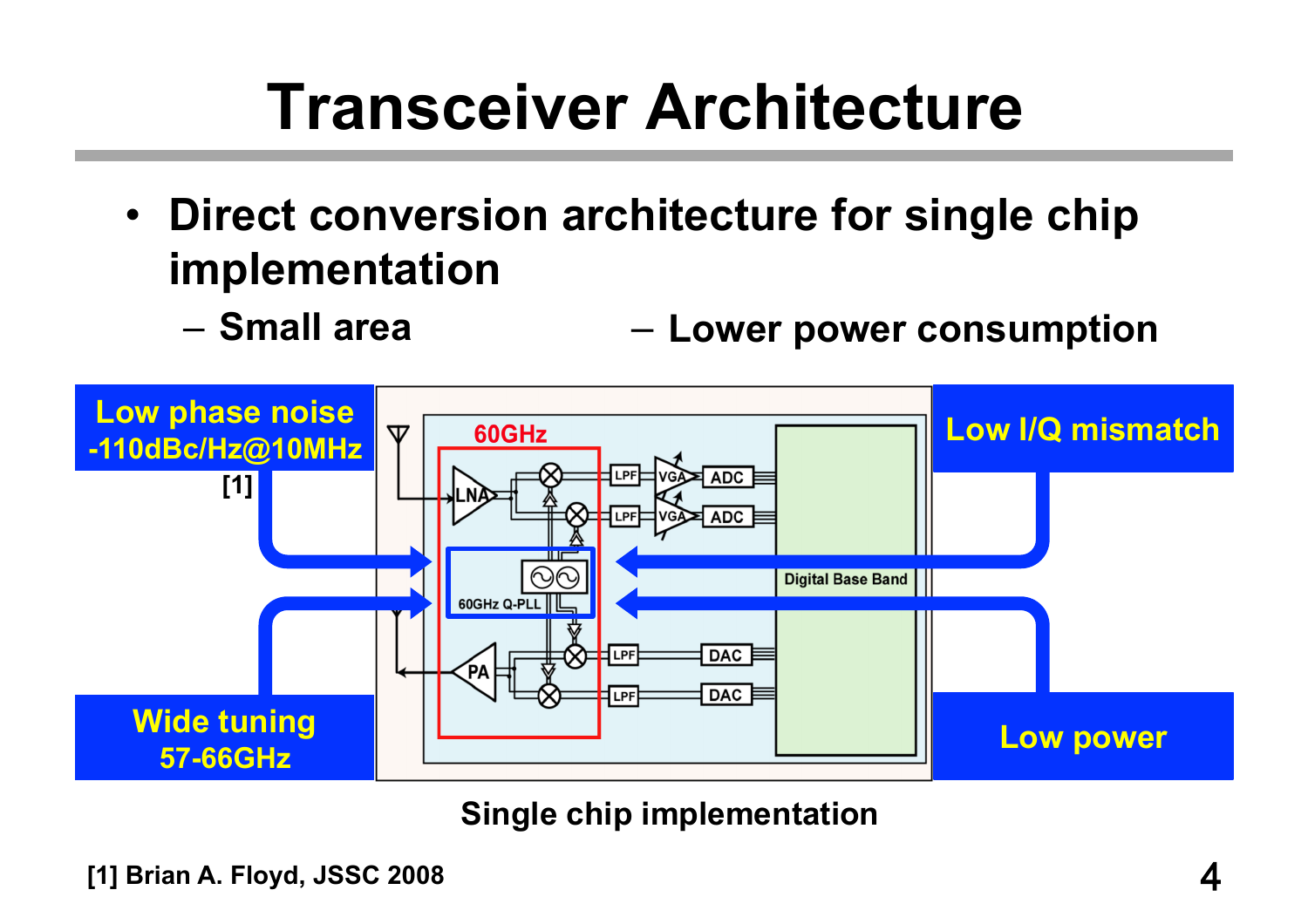# Transceiver Architecture

- Direct conversion architecture for single chip implementation
  - Small area
  - Lower power consumption

Low phase noise
-110dBc/Hz@10MHz
[1]

Low I/Q mismatch

Wide tuning
57-66GHz

Low power

60GHz

LNA

PA

60GHz Q-PLL

LPF

VGA

ADC

DAC

Digital Base Band

Single chip implementation

[1] Brian A. Floyd, JSSC 2008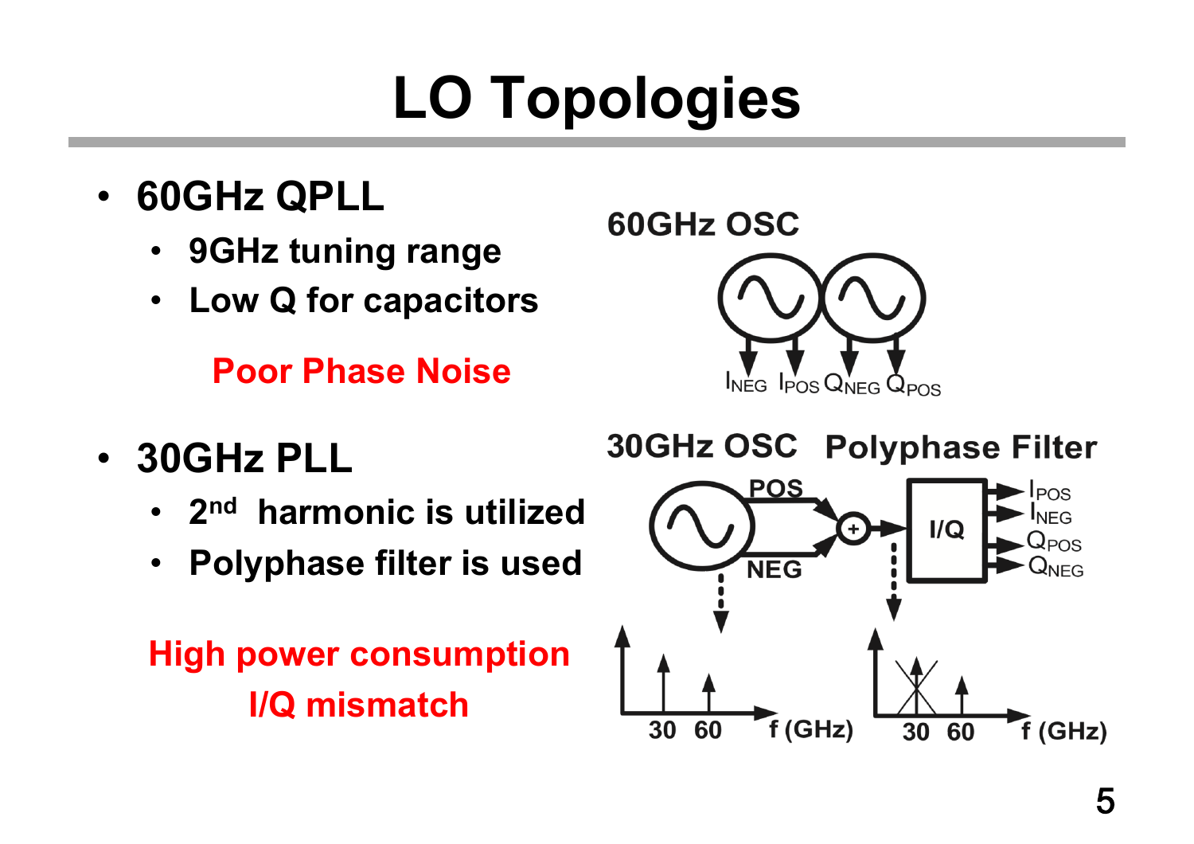# LO Topologies

- **60GHz QPLL**
  - **9GHz tuning range**
  - **Low Q for capacitors**

  **Poor Phase Noise**

- **30GHz PLL**
  - **2nd harmonic is utilized**
  - **Polyphase filter is used**

  **High power consumption**
  **I/Q mismatch**

60GHz OSC

$I_{NEG}$ $I_{POS}$ $Q_{NEG}$ $Q_{POS}$

30GHz OSC Polyphase Filter

POS

NEG

I/Q

$I_{POS}$
$I_{NEG}$
$Q_{POS}$
$Q_{NEG}$

30 60 f (GHz)

30 60 f (GHz)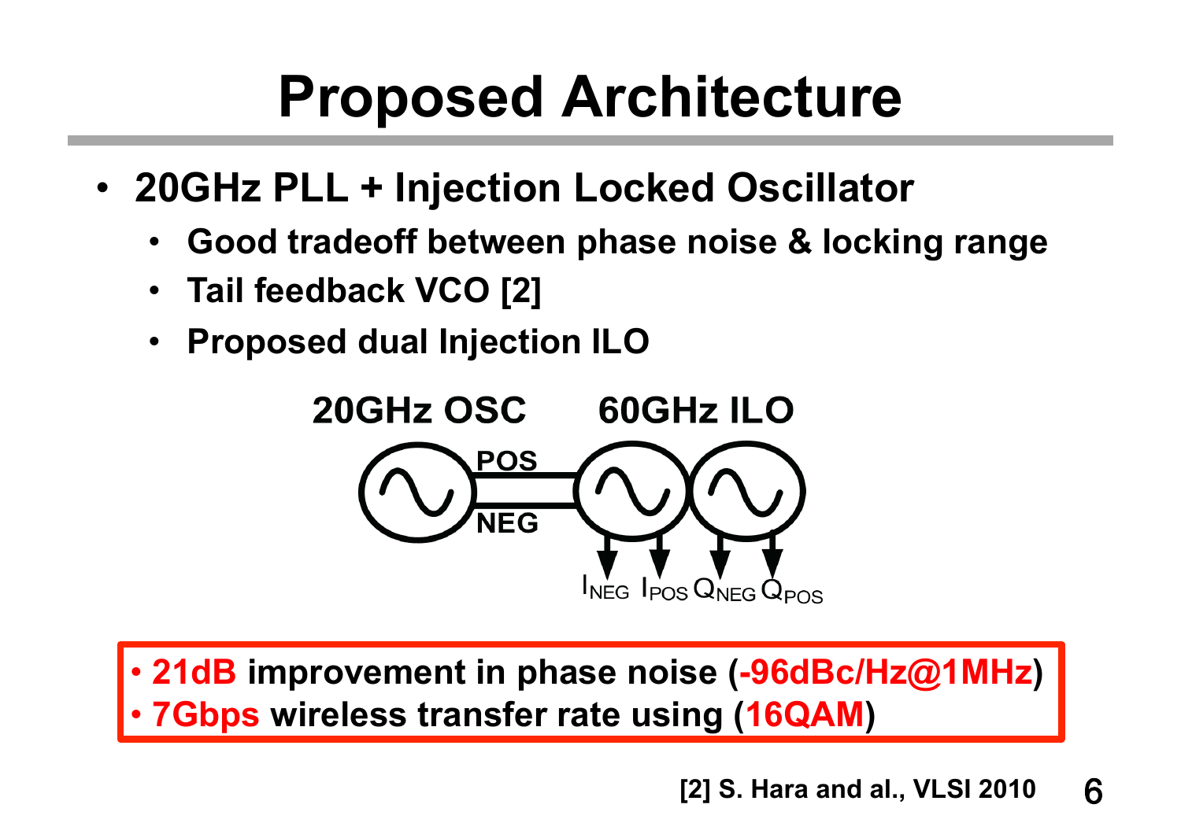# Proposed Architecture

- **20GHz PLL + Injection Locked Oscillator**
  - **Good tradeoff between phase noise & locking range**
  - **Tail feedback VCO [2]**
  - **Proposed dual Injection ILO**

**20GHz OSC**

**60GHz ILO**

**POS**

**NEG**

$I_{NEG}$ $I_{POS}$ $Q_{NEG}$ $Q_{POS}$

- **21dB improvement in phase noise (-96dBc/Hz@1MHz)**
- **7Gbps wireless transfer rate using (16QAM)**

**[2] S. Hara and al., VLSI 2010**